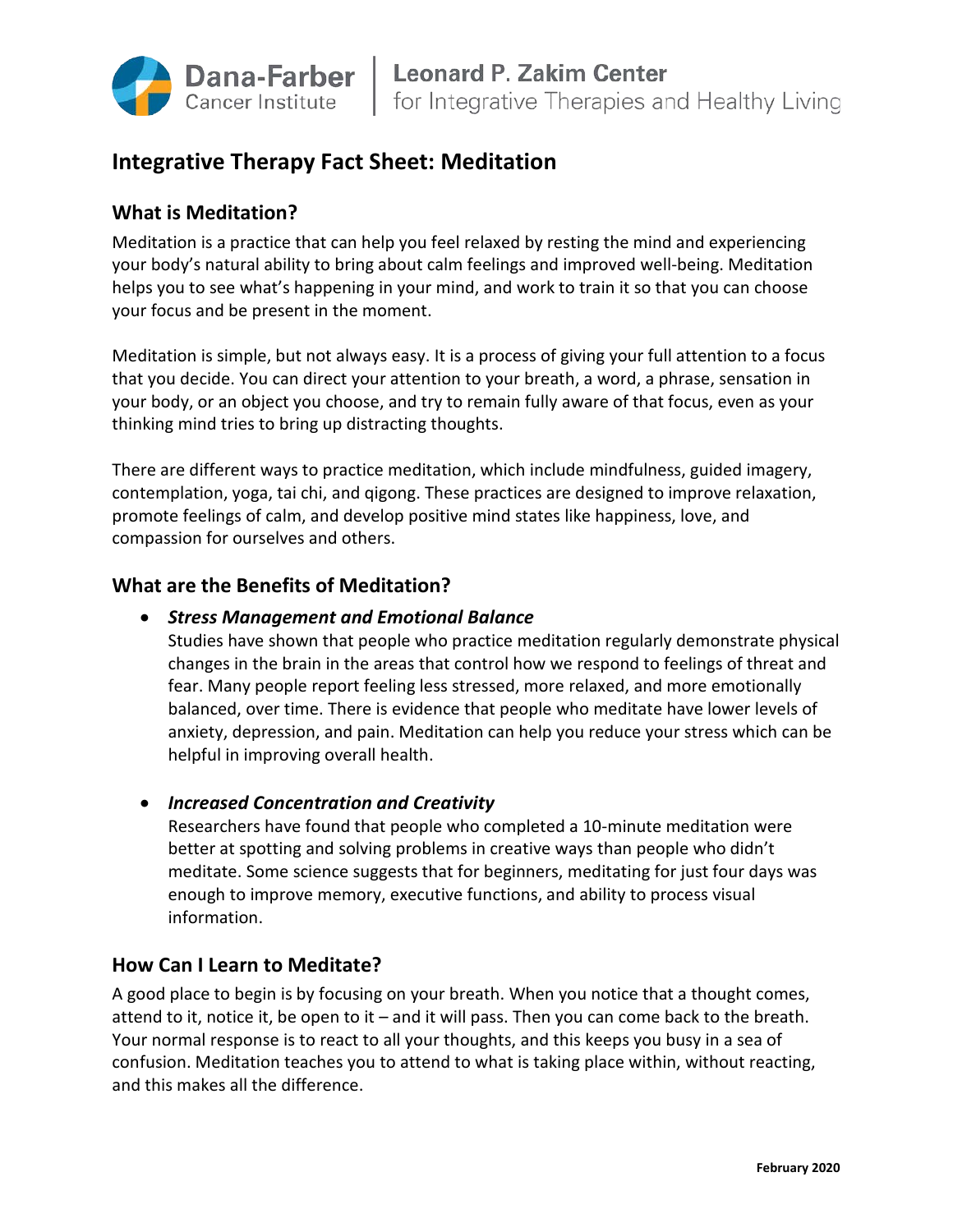Dana-Farber Cancer Institute | Leonard P. Zakim Center for Integrative Therapies and Healthy Living

# Integrative Therapy Fact Sheet: Meditation

## What is Meditation?

Meditation is a practice that can help you feel relaxed by resting the mind and experiencing your body's natural ability to bring about calm feelings and improved well-being. Meditation helps you to see what's happening in your mind, and work to train it so that you can choose your focus and be present in the moment.

Meditation is simple, but not always easy. It is a process of giving your full attention to a focus that you decide. You can direct your attention to your breath, a word, a phrase, sensation in your body, or an object you choose, and try to remain fully aware of that focus, even as your thinking mind tries to bring up distracting thoughts.

There are different ways to practice meditation, which include mindfulness, guided imagery, contemplation, yoga, tai chi, and qigong. These practices are designed to improve relaxation, promote feelings of calm, and develop positive mind states like happiness, love, and compassion for ourselves and others.

## What are the Benefits of Meditation?

- ***Stress Management and Emotional Balance***
  Studies have shown that people who practice meditation regularly demonstrate physical changes in the brain in the areas that control how we respond to feelings of threat and fear. Many people report feeling less stressed, more relaxed, and more emotionally balanced, over time. There is evidence that people who meditate have lower levels of anxiety, depression, and pain. Meditation can help you reduce your stress which can be helpful in improving overall health.

- ***Increased Concentration and Creativity***
  Researchers have found that people who completed a 10-minute meditation were better at spotting and solving problems in creative ways than people who didn't meditate. Some science suggests that for beginners, meditating for just four days was enough to improve memory, executive functions, and ability to process visual information.

## How Can I Learn to Meditate?

A good place to begin is by focusing on your breath. When you notice that a thought comes, attend to it, notice it, be open to it – and it will pass. Then you can come back to the breath. Your normal response is to react to all your thoughts, and this keeps you busy in a sea of confusion. Meditation teaches you to attend to what is taking place within, without reacting, and this makes all the difference.

February 2020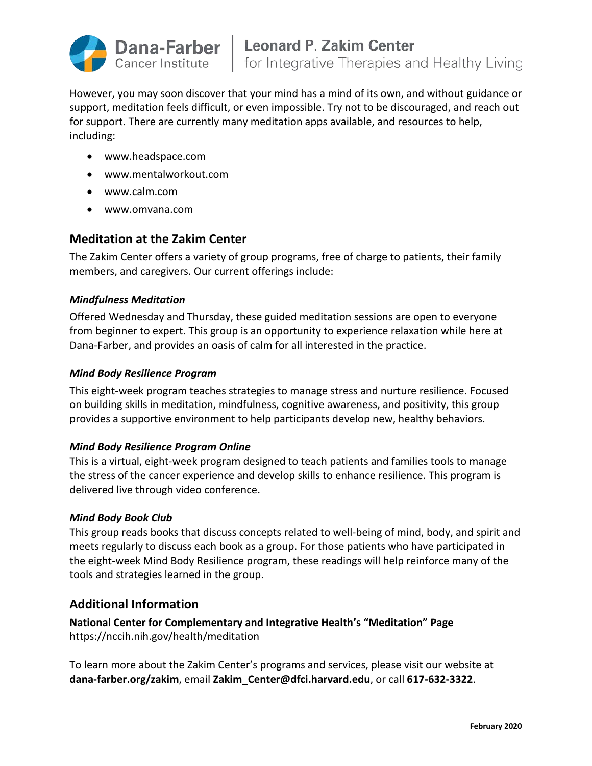However, you may soon discover that your mind has a mind of its own, and without guidance or support, meditation feels difficult, or even impossible. Try not to be discouraged, and reach out for support. There are currently many meditation apps available, and resources to help, including:

- www.headspace.com
- www.mentalworkout.com
- www.calm.com
- www.omvana.com

## Meditation at the Zakim Center

The Zakim Center offers a variety of group programs, free of charge to patients, their family members, and caregivers. Our current offerings include:

### *Mindfulness Meditation*

Offered Wednesday and Thursday, these guided meditation sessions are open to everyone from beginner to expert. This group is an opportunity to experience relaxation while here at Dana-Farber, and provides an oasis of calm for all interested in the practice.

### *Mind Body Resilience Program*

This eight-week program teaches strategies to manage stress and nurture resilience. Focused on building skills in meditation, mindfulness, cognitive awareness, and positivity, this group provides a supportive environment to help participants develop new, healthy behaviors.

### *Mind Body Resilience Program Online*

This is a virtual, eight-week program designed to teach patients and families tools to manage the stress of the cancer experience and develop skills to enhance resilience. This program is delivered live through video conference.

### *Mind Body Book Club*

This group reads books that discuss concepts related to well-being of mind, body, and spirit and meets regularly to discuss each book as a group. For those patients who have participated in the eight-week Mind Body Resilience program, these readings will help reinforce many of the tools and strategies learned in the group.

## Additional Information

**National Center for Complementary and Integrative Health's "Meditation" Page**
https://nccih.nih.gov/health/meditation

To learn more about the Zakim Center's programs and services, please visit our website at **dana-farber.org/zakim**, email **Zakim_Center@dfci.harvard.edu**, or call **617-632-3322**.

**February 2020**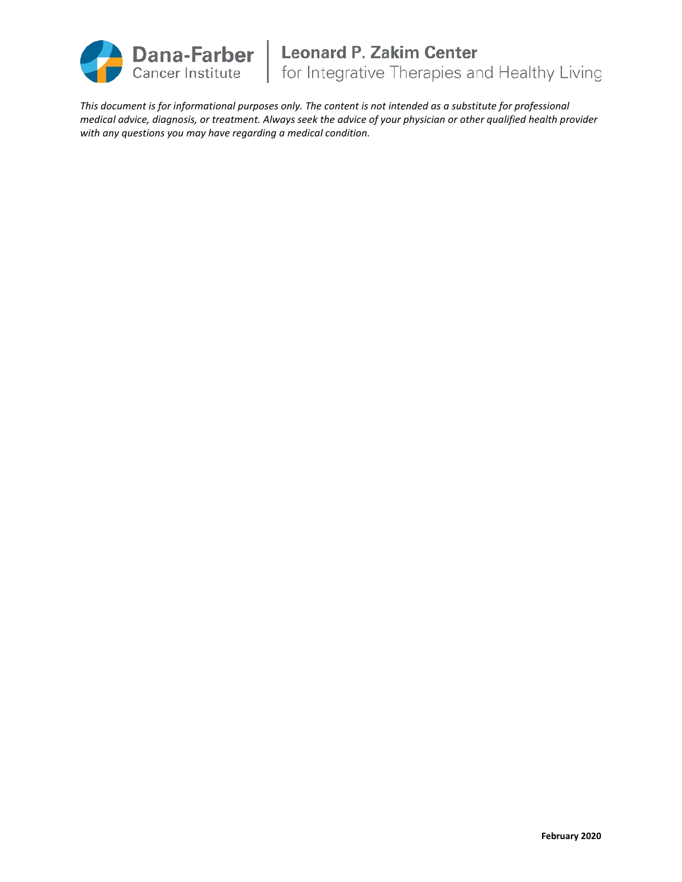Dana-Farber Cancer Institute | Leonard P. Zakim Center for Integrative Therapies and Healthy Living

*This document is for informational purposes only. The content is not intended as a substitute for professional medical advice, diagnosis, or treatment. Always seek the advice of your physician or other qualified health provider with any questions you may have regarding a medical condition.*

**February 2020**